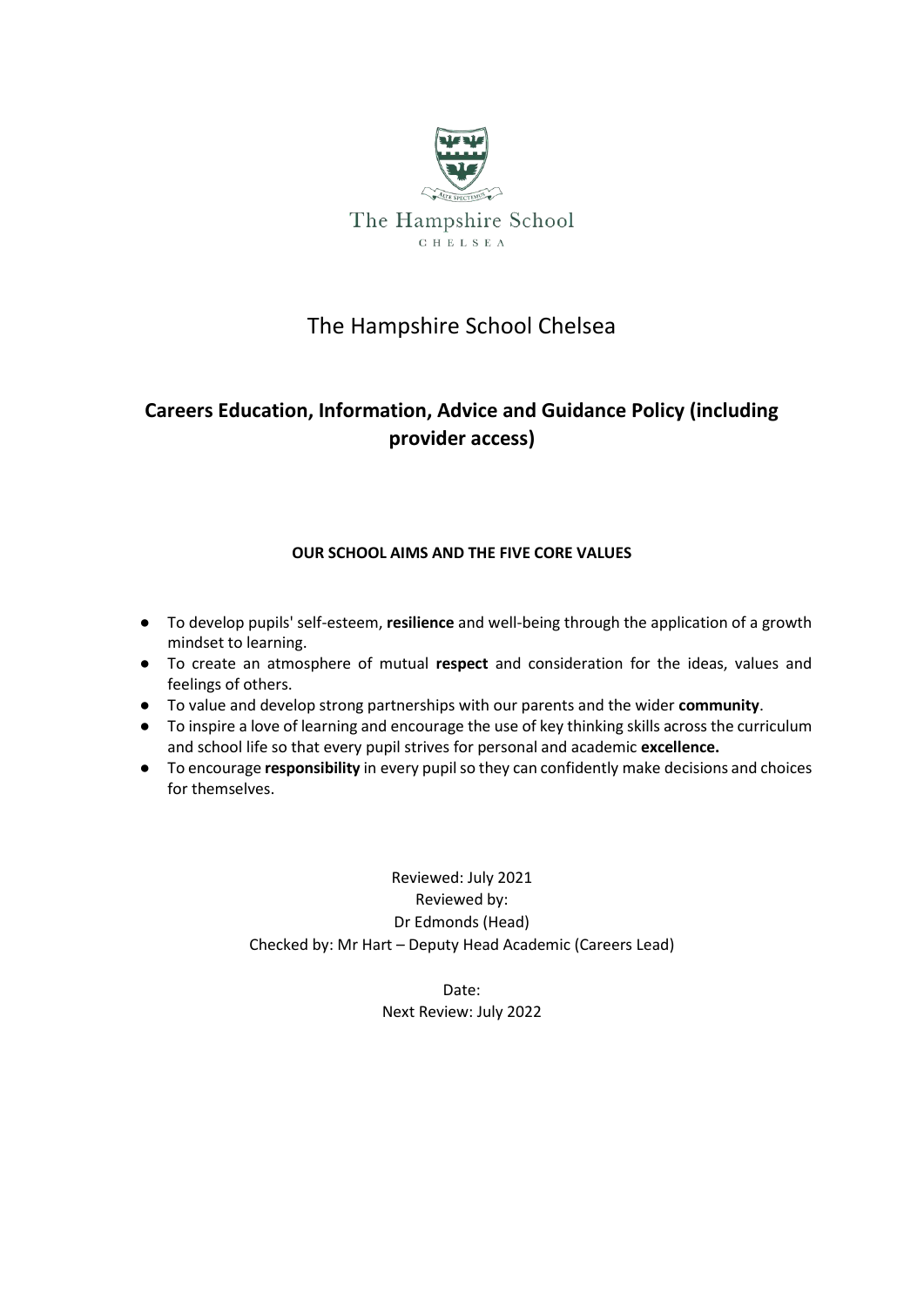The Hampshire School
CHELSEA

# The Hampshire School Chelsea

## Careers Education, Information, Advice and Guidance Policy (including provider access)

**OUR SCHOOL AIMS AND THE FIVE CORE VALUES**

- To develop pupils' self-esteem, **resilience** and well-being through the application of a growth mindset to learning.
- To create an atmosphere of mutual **respect** and consideration for the ideas, values and feelings of others.
- To value and develop strong partnerships with our parents and the wider **community**.
- To inspire a love of learning and encourage the use of key thinking skills across the curriculum and school life so that every pupil strives for personal and academic **excellence.**
- To encourage **responsibility** in every pupil so they can confidently make decisions and choices for themselves.

Reviewed: July 2021
Reviewed by:
Dr Edmonds (Head)
Checked by: Mr Hart – Deputy Head Academic (Careers Lead)

Date:
Next Review: July 2022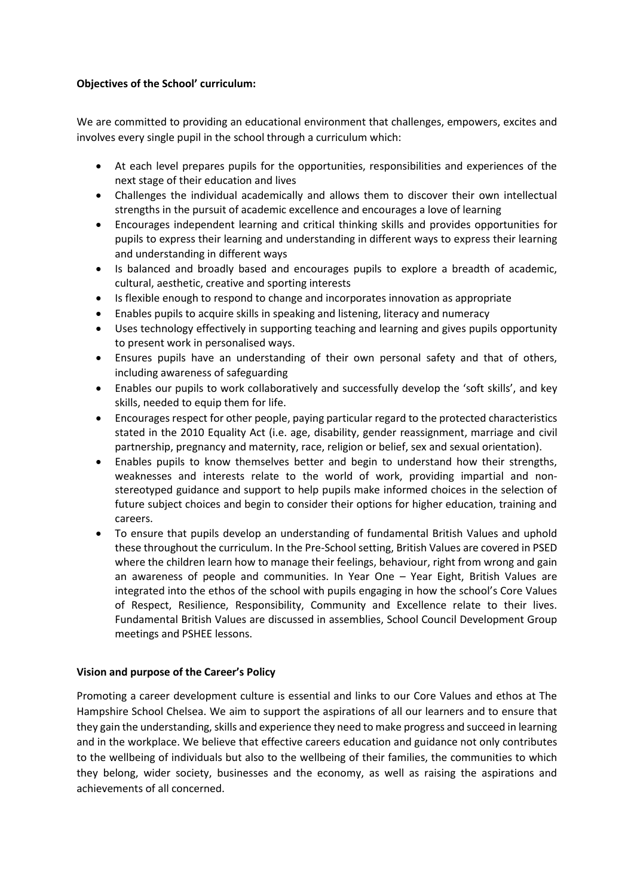**Objectives of the School' curriculum:**

We are committed to providing an educational environment that challenges, empowers, excites and involves every single pupil in the school through a curriculum which:

- At each level prepares pupils for the opportunities, responsibilities and experiences of the next stage of their education and lives
- Challenges the individual academically and allows them to discover their own intellectual strengths in the pursuit of academic excellence and encourages a love of learning
- Encourages independent learning and critical thinking skills and provides opportunities for pupils to express their learning and understanding in different ways to express their learning and understanding in different ways
- Is balanced and broadly based and encourages pupils to explore a breadth of academic, cultural, aesthetic, creative and sporting interests
- Is flexible enough to respond to change and incorporates innovation as appropriate
- Enables pupils to acquire skills in speaking and listening, literacy and numeracy
- Uses technology effectively in supporting teaching and learning and gives pupils opportunity to present work in personalised ways.
- Ensures pupils have an understanding of their own personal safety and that of others, including awareness of safeguarding
- Enables our pupils to work collaboratively and successfully develop the 'soft skills', and key skills, needed to equip them for life.
- Encourages respect for other people, paying particular regard to the protected characteristics stated in the 2010 Equality Act (i.e. age, disability, gender reassignment, marriage and civil partnership, pregnancy and maternity, race, religion or belief, sex and sexual orientation).
- Enables pupils to know themselves better and begin to understand how their strengths, weaknesses and interests relate to the world of work, providing impartial and non-stereotyped guidance and support to help pupils make informed choices in the selection of future subject choices and begin to consider their options for higher education, training and careers.
- To ensure that pupils develop an understanding of fundamental British Values and uphold these throughout the curriculum. In the Pre-School setting, British Values are covered in PSED where the children learn how to manage their feelings, behaviour, right from wrong and gain an awareness of people and communities. In Year One – Year Eight, British Values are integrated into the ethos of the school with pupils engaging in how the school's Core Values of Respect, Resilience, Responsibility, Community and Excellence relate to their lives. Fundamental British Values are discussed in assemblies, School Council Development Group meetings and PSHEE lessons.

**Vision and purpose of the Career's Policy**

Promoting a career development culture is essential and links to our Core Values and ethos at The Hampshire School Chelsea. We aim to support the aspirations of all our learners and to ensure that they gain the understanding, skills and experience they need to make progress and succeed in learning and in the workplace. We believe that effective careers education and guidance not only contributes to the wellbeing of individuals but also to the wellbeing of their families, the communities to which they belong, wider society, businesses and the economy, as well as raising the aspirations and achievements of all concerned.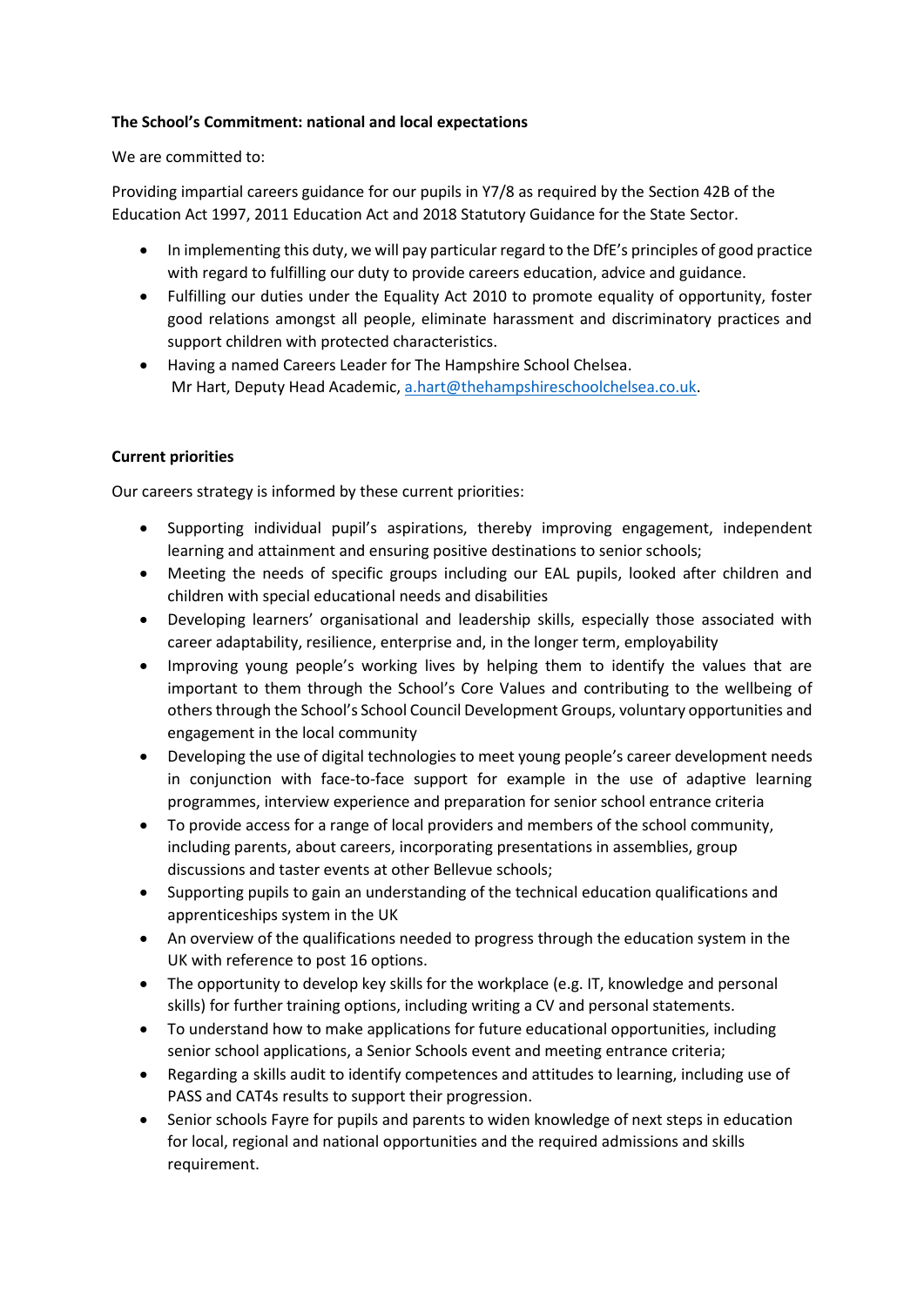**The School's Commitment: national and local expectations**

We are committed to:

Providing impartial careers guidance for our pupils in Y7/8 as required by the Section 42B of the Education Act 1997, 2011 Education Act and 2018 Statutory Guidance for the State Sector.

- In implementing this duty, we will pay particular regard to the DfE's principles of good practice with regard to fulfilling our duty to provide careers education, advice and guidance.
- Fulfilling our duties under the Equality Act 2010 to promote equality of opportunity, foster good relations amongst all people, eliminate harassment and discriminatory practices and support children with protected characteristics.
- Having a named Careers Leader for The Hampshire School Chelsea.
  Mr Hart, Deputy Head Academic, a.hart@thehampshireschoolchelsea.co.uk.

**Current priorities**

Our careers strategy is informed by these current priorities:

- Supporting individual pupil's aspirations, thereby improving engagement, independent learning and attainment and ensuring positive destinations to senior schools;
- Meeting the needs of specific groups including our EAL pupils, looked after children and children with special educational needs and disabilities
- Developing learners' organisational and leadership skills, especially those associated with career adaptability, resilience, enterprise and, in the longer term, employability
- Improving young people's working lives by helping them to identify the values that are important to them through the School's Core Values and contributing to the wellbeing of others through the School's School Council Development Groups, voluntary opportunities and engagement in the local community
- Developing the use of digital technologies to meet young people's career development needs in conjunction with face-to-face support for example in the use of adaptive learning programmes, interview experience and preparation for senior school entrance criteria
- To provide access for a range of local providers and members of the school community, including parents, about careers, incorporating presentations in assemblies, group discussions and taster events at other Bellevue schools;
- Supporting pupils to gain an understanding of the technical education qualifications and apprenticeships system in the UK
- An overview of the qualifications needed to progress through the education system in the UK with reference to post 16 options.
- The opportunity to develop key skills for the workplace (e.g. IT, knowledge and personal skills) for further training options, including writing a CV and personal statements.
- To understand how to make applications for future educational opportunities, including senior school applications, a Senior Schools event and meeting entrance criteria;
- Regarding a skills audit to identify competences and attitudes to learning, including use of PASS and CAT4s results to support their progression.
- Senior schools Fayre for pupils and parents to widen knowledge of next steps in education for local, regional and national opportunities and the required admissions and skills requirement.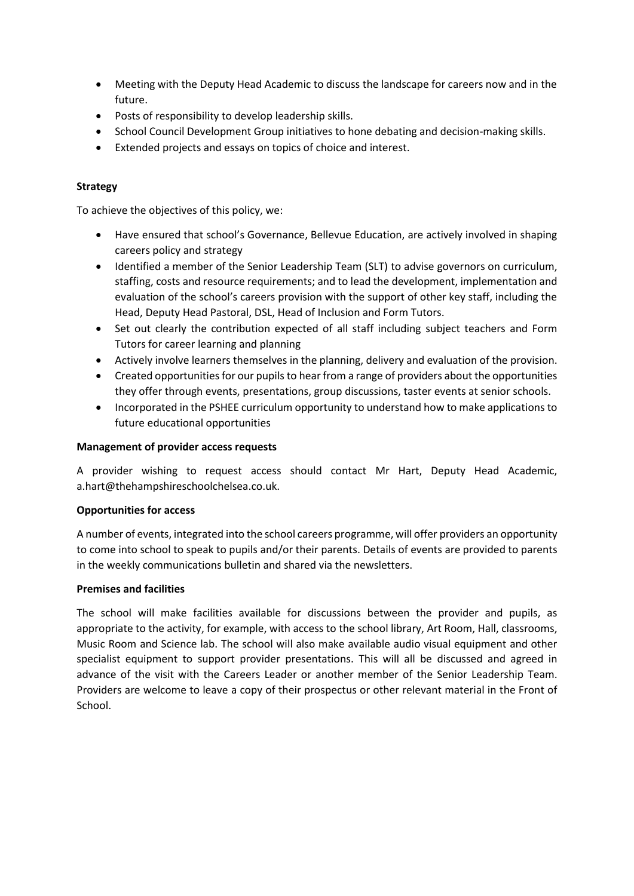- Meeting with the Deputy Head Academic to discuss the landscape for careers now and in the future.
- Posts of responsibility to develop leadership skills.
- School Council Development Group initiatives to hone debating and decision-making skills.
- Extended projects and essays on topics of choice and interest.

**Strategy**

To achieve the objectives of this policy, we:

- Have ensured that school's Governance, Bellevue Education, are actively involved in shaping careers policy and strategy
- Identified a member of the Senior Leadership Team (SLT) to advise governors on curriculum, staffing, costs and resource requirements; and to lead the development, implementation and evaluation of the school's careers provision with the support of other key staff, including the Head, Deputy Head Pastoral, DSL, Head of Inclusion and Form Tutors.
- Set out clearly the contribution expected of all staff including subject teachers and Form Tutors for career learning and planning
- Actively involve learners themselves in the planning, delivery and evaluation of the provision.
- Created opportunities for our pupils to hear from a range of providers about the opportunities they offer through events, presentations, group discussions, taster events at senior schools.
- Incorporated in the PSHEE curriculum opportunity to understand how to make applications to future educational opportunities

**Management of provider access requests**

A provider wishing to request access should contact Mr Hart, Deputy Head Academic, a.hart@thehampshireschoolchelsea.co.uk.

**Opportunities for access**

A number of events, integrated into the school careers programme, will offer providers an opportunity to come into school to speak to pupils and/or their parents. Details of events are provided to parents in the weekly communications bulletin and shared via the newsletters.

**Premises and facilities**

The school will make facilities available for discussions between the provider and pupils, as appropriate to the activity, for example, with access to the school library, Art Room, Hall, classrooms, Music Room and Science lab. The school will also make available audio visual equipment and other specialist equipment to support provider presentations. This will all be discussed and agreed in advance of the visit with the Careers Leader or another member of the Senior Leadership Team. Providers are welcome to leave a copy of their prospectus or other relevant material in the Front of School.